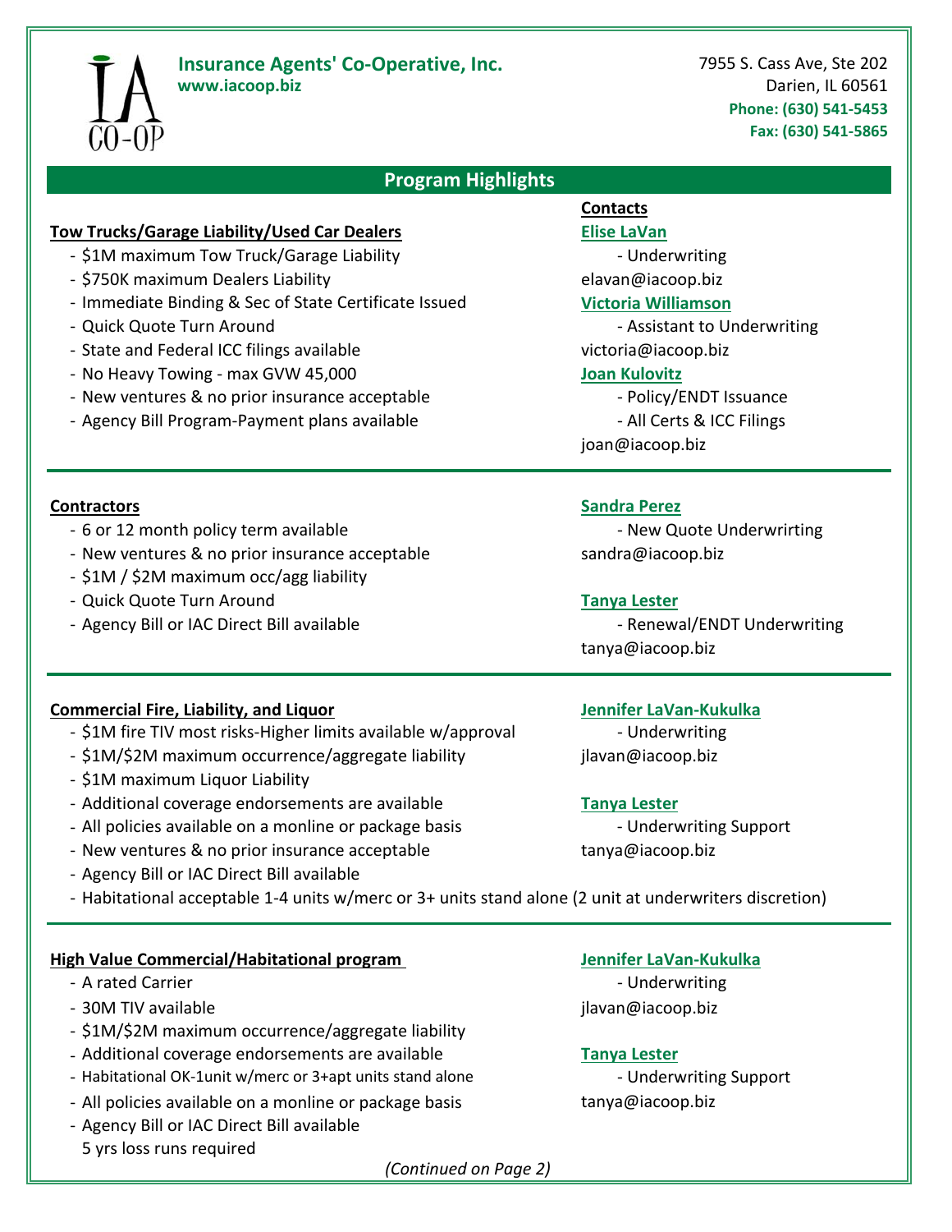**Insurance Agents' Co-Operative, Inc.**
**www.iacoop.biz**

7955 S. Cass Ave, Ste 202
Darien, IL 60561
**Phone: (630) 541-5453**
**Fax: (630) 541-5865**

## Program Highlights

### Tow Trucks/Garage Liability/Used Car Dealers

- $1M maximum Tow Truck/Garage Liability
- $750K maximum Dealers Liability
- Immediate Binding & Sec of State Certificate Issued
- Quick Quote Turn Around
- State and Federal ICC filings available
- No Heavy Towing - max GVW 45,000
- New ventures & no prior insurance acceptable
- Agency Bill Program-Payment plans available

**Contacts**

**Elise LaVan**
- Underwriting
elavan@iacoop.biz

**Victoria Williamson**
- Assistant to Underwriting
victoria@iacoop.biz

**Joan Kulovitz**
- Policy/ENDT Issuance
- All Certs & ICC Filings
joan@iacoop.biz

---

### Contractors

- 6 or 12 month policy term available
- New ventures & no prior insurance acceptable
- $1M / $2M maximum occ/agg liability
- Quick Quote Turn Around
- Agency Bill or IAC Direct Bill available

**Sandra Perez**
- New Quote Underwrirting
sandra@iacoop.biz

**Tanya Lester**
- Renewal/ENDT Underwriting
tanya@iacoop.biz

---

### Commercial Fire, Liability, and Liquor

- $1M fire TIV most risks-Higher limits available w/approval
- $1M/$2M maximum occurrence/aggregate liability
- $1M maximum Liquor Liability
- Additional coverage endorsements are available
- All policies available on a monline or package basis
- New ventures & no prior insurance acceptable
- Agency Bill or IAC Direct Bill available
- Habitational acceptable 1-4 units w/merc or 3+ units stand alone (2 unit at underwriters discretion)

**Jennifer LaVan-Kukulka**
- Underwriting
jlavan@iacoop.biz

**Tanya Lester**
- Underwriting Support
tanya@iacoop.biz

---

### High Value Commercial/Habitational program

- A rated Carrier
- 30M TIV available
- $1M/$2M maximum occurrence/aggregate liability
- Additional coverage endorsements are available
- Habitational OK-1unit w/merc or 3+apt units stand alone
- All policies available on a monline or package basis
- Agency Bill or IAC Direct Bill available
  5 yrs loss runs required

**Jennifer LaVan-Kukulka**
- Underwriting
jlavan@iacoop.biz

**Tanya Lester**
- Underwriting Support
tanya@iacoop.biz

*(Continued on Page 2)*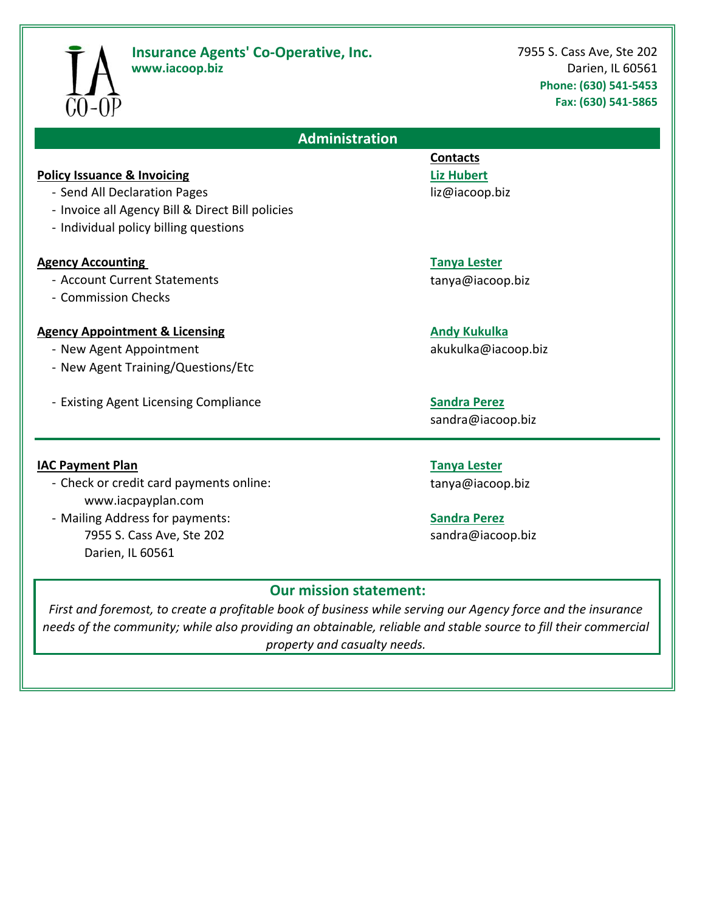**Insurance Agents' Co-Operative, Inc.**
**www.iacoop.biz**

7955 S. Cass Ave, Ste 202
Darien, IL 60561
**Phone: (630) 541-5453**
**Fax: (630) 541-5865**

## Administration

**Contacts**

**Policy Issuance & Invoicing**

- Send All Declaration Pages
- Invoice all Agency Bill & Direct Bill policies
- Individual policy billing questions

**Liz Hubert**
liz@iacoop.biz

**Agency Accounting**

- Account Current Statements
- Commission Checks

**Tanya Lester**
tanya@iacoop.biz

**Agency Appointment & Licensing**

- New Agent Appointment
- New Agent Training/Questions/Etc

**Andy Kukulka**
akukulka@iacoop.biz

- Existing Agent Licensing Compliance

**Sandra Perez**
sandra@iacoop.biz

---

**IAC Payment Plan**

- Check or credit card payments online:
  www.iacpayplan.com
- Mailing Address for payments:
  7955 S. Cass Ave, Ste 202
  Darien, IL 60561

**Tanya Lester**
tanya@iacoop.biz

**Sandra Perez**
sandra@iacoop.biz

### Our mission statement:

*First and foremost, to create a profitable book of business while serving our Agency force and the insurance needs of the community; while also providing an obtainable, reliable and stable source to fill their commercial property and casualty needs.*